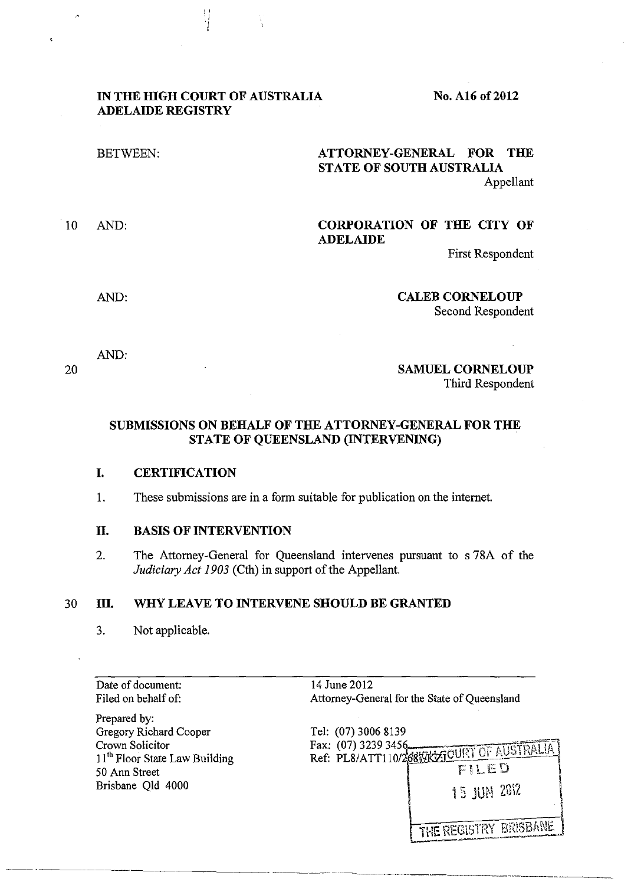**IN THE HIGH COURT OF AUSTRALIA**
**ADELAIDE REGISTRY**

**No. A16 of 2012**

BETWEEN:

**ATTORNEY-GENERAL FOR THE STATE OF SOUTH AUSTRALIA**
Appellant

AND:

**CORPORATION OF THE CITY OF ADELAIDE**
First Respondent

AND:

**CALEB CORNELOUP**
Second Respondent

AND:

**SAMUEL CORNELOUP**
Third Respondent

## SUBMISSIONS ON BEHALF OF THE ATTORNEY-GENERAL FOR THE STATE OF QUEENSLAND (INTERVENING)

### I. CERTIFICATION

1. These submissions are in a form suitable for publication on the internet.

### II. BASIS OF INTERVENTION

2. The Attorney-General for Queensland intervenes pursuant to s 78A of the *Judiciary Act 1903* (Cth) in support of the Appellant.

### III. WHY LEAVE TO INTERVENE SHOULD BE GRANTED

3. Not applicable.

---

| | |
|---|---|
| Date of document: | 14 June 2012 |
| Filed on behalf of: | Attorney-General for the State of Queensland |
| Prepared by: | |
| Gregory Richard Cooper | Tel: (07) 3006 8139 |
| Crown Solicitor | Fax: (07) 3239 3456 |
| 11[th] Floor State Law Building | Ref: PL8/ATT110/2687/KZJ |
| 50 Ann Street | |
| Brisbane Qld 4000 | |

HIGH COURT OF AUSTRALIA
FILED
15 JUN 2012
THE REGISTRY BRISBANE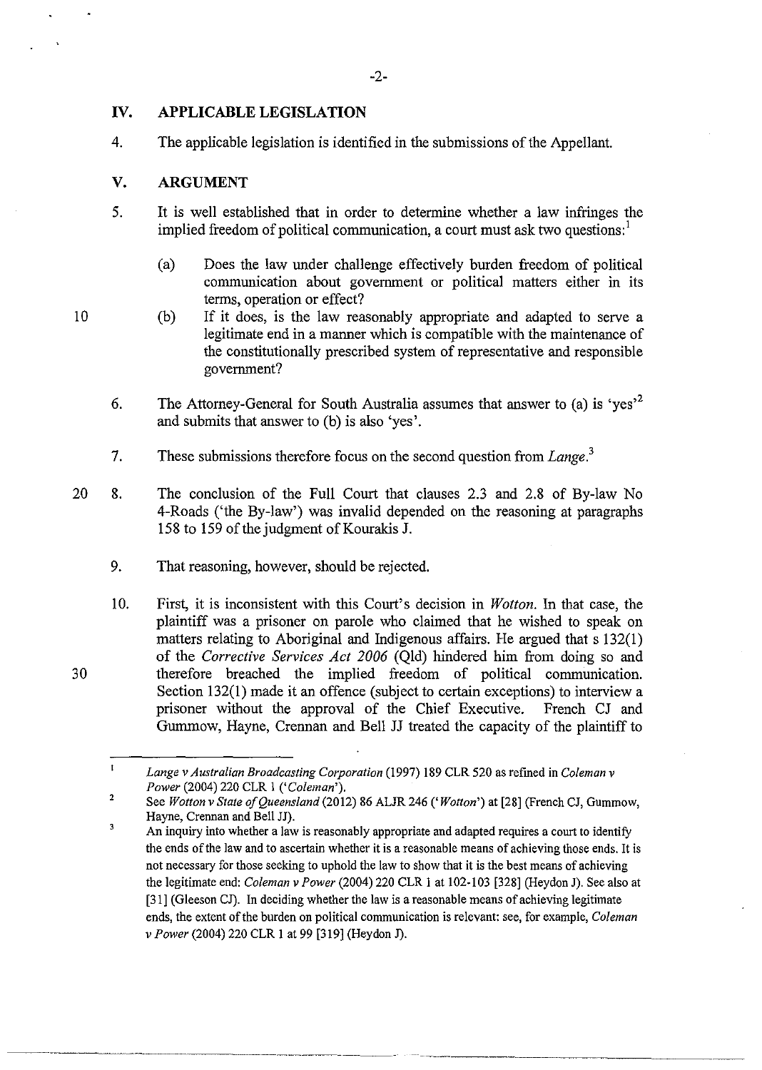## IV. APPLICABLE LEGISLATION

4. The applicable legislation is identified in the submissions of the Appellant.

## V. ARGUMENT

5. It is well established that in order to determine whether a law infringes the implied freedom of political communication, a court must ask two questions:[1]

   (a) Does the law under challenge effectively burden freedom of political communication about government or political matters either in its terms, operation or effect?

   (b) If it does, is the law reasonably appropriate and adapted to serve a legitimate end in a manner which is compatible with the maintenance of the constitutionally prescribed system of representative and responsible government?

6. The Attorney-General for South Australia assumes that answer to (a) is 'yes'[2] and submits that answer to (b) is also 'yes'.

7. These submissions therefore focus on the second question from *Lange*.[3]

8. The conclusion of the Full Court that clauses 2.3 and 2.8 of By-law No 4-Roads ('the By-law') was invalid depended on the reasoning at paragraphs 158 to 159 of the judgment of Kourakis J.

9. That reasoning, however, should be rejected.

10. First, it is inconsistent with this Court's decision in *Wotton*. In that case, the plaintiff was a prisoner on parole who claimed that he wished to speak on matters relating to Aboriginal and Indigenous affairs. He argued that s 132(1) of the *Corrective Services Act 2006* (Qld) hindered him from doing so and therefore breached the implied freedom of political communication. Section 132(1) made it an offence (subject to certain exceptions) to interview a prisoner without the approval of the Chief Executive. French CJ and Gummow, Hayne, Crennan and Bell JJ treated the capacity of the plaintiff to

---

[1] *Lange v Australian Broadcasting Corporation* (1997) 189 CLR 520 as refined in *Coleman v Power* (2004) 220 CLR 1 ('*Coleman*').

[2] See *Wotton v State of Queensland* (2012) 86 ALJR 246 ('*Wotton*') at [28] (French CJ, Gummow, Hayne, Crennan and Bell JJ).

[3] An inquiry into whether a law is reasonably appropriate and adapted requires a court to identify the ends of the law and to ascertain whether it is a reasonable means of achieving those ends. It is not necessary for those seeking to uphold the law to show that it is the best means of achieving the legitimate end: *Coleman v Power* (2004) 220 CLR 1 at 102-103 [328] (Heydon J). See also at [31] (Gleeson CJ). In deciding whether the law is a reasonable means of achieving legitimate ends, the extent of the burden on political communication is relevant: see, for example, *Coleman v Power* (2004) 220 CLR 1 at 99 [319] (Heydon J).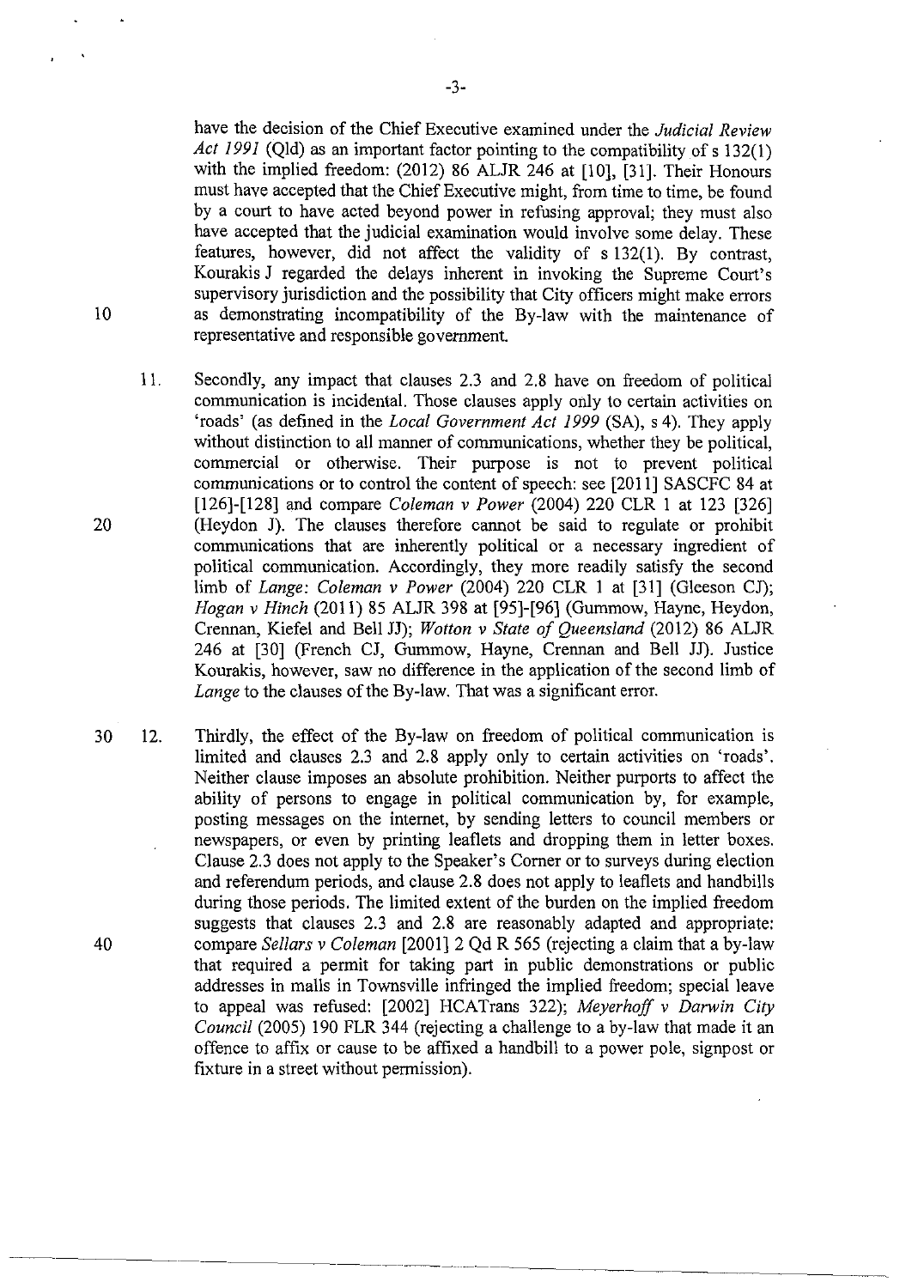have the decision of the Chief Executive examined under the *Judicial Review Act 1991* (Qld) as an important factor pointing to the compatibility of s 132(1) with the implied freedom: (2012) 86 ALJR 246 at [10], [31]. Their Honours must have accepted that the Chief Executive might, from time to time, be found by a court to have acted beyond power in refusing approval; they must also have accepted that the judicial examination would involve some delay. These features, however, did not affect the validity of s 132(1). By contrast, Kourakis J regarded the delays inherent in invoking the Supreme Court's supervisory jurisdiction and the possibility that City officers might make errors as demonstrating incompatibility of the By-law with the maintenance of representative and responsible government.

11. Secondly, any impact that clauses 2.3 and 2.8 have on freedom of political communication is incidental. Those clauses apply only to certain activities on 'roads' (as defined in the *Local Government Act 1999* (SA), s 4). They apply without distinction to all manner of communications, whether they be political, commercial or otherwise. Their purpose is not to prevent political communications or to control the content of speech: see [2011] SASCFC 84 at [126]-[128] and compare *Coleman v Power* (2004) 220 CLR 1 at 123 [326] (Heydon J). The clauses therefore cannot be said to regulate or prohibit communications that are inherently political or a necessary ingredient of political communication. Accordingly, they more readily satisfy the second limb of *Lange*: *Coleman v Power* (2004) 220 CLR 1 at [31] (Gleeson CJ); *Hogan v Hinch* (2011) 85 ALJR 398 at [95]-[96] (Gummow, Hayne, Heydon, Crennan, Kiefel and Bell JJ); *Wotton v State of Queensland* (2012) 86 ALJR 246 at [30] (French CJ, Gummow, Hayne, Crennan and Bell JJ). Justice Kourakis, however, saw no difference in the application of the second limb of *Lange* to the clauses of the By-law. That was a significant error.

12. Thirdly, the effect of the By-law on freedom of political communication is limited and clauses 2.3 and 2.8 apply only to certain activities on 'roads'. Neither clause imposes an absolute prohibition. Neither purports to affect the ability of persons to engage in political communication by, for example, posting messages on the internet, by sending letters to council members or newspapers, or even by printing leaflets and dropping them in letter boxes. Clause 2.3 does not apply to the Speaker's Corner or to surveys during election and referendum periods, and clause 2.8 does not apply to leaflets and handbills during those periods. The limited extent of the burden on the implied freedom suggests that clauses 2.3 and 2.8 are reasonably adapted and appropriate: compare *Sellars v Coleman* [2001] 2 Qd R 565 (rejecting a claim that a by-law that required a permit for taking part in public demonstrations or public addresses in malls in Townsville infringed the implied freedom; special leave to appeal was refused: [2002] HCATrans 322); *Meyerhoff v Darwin City Council* (2005) 190 FLR 344 (rejecting a challenge to a by-law that made it an offence to affix or cause to be affixed a handbill to a power pole, signpost or fixture in a street without permission).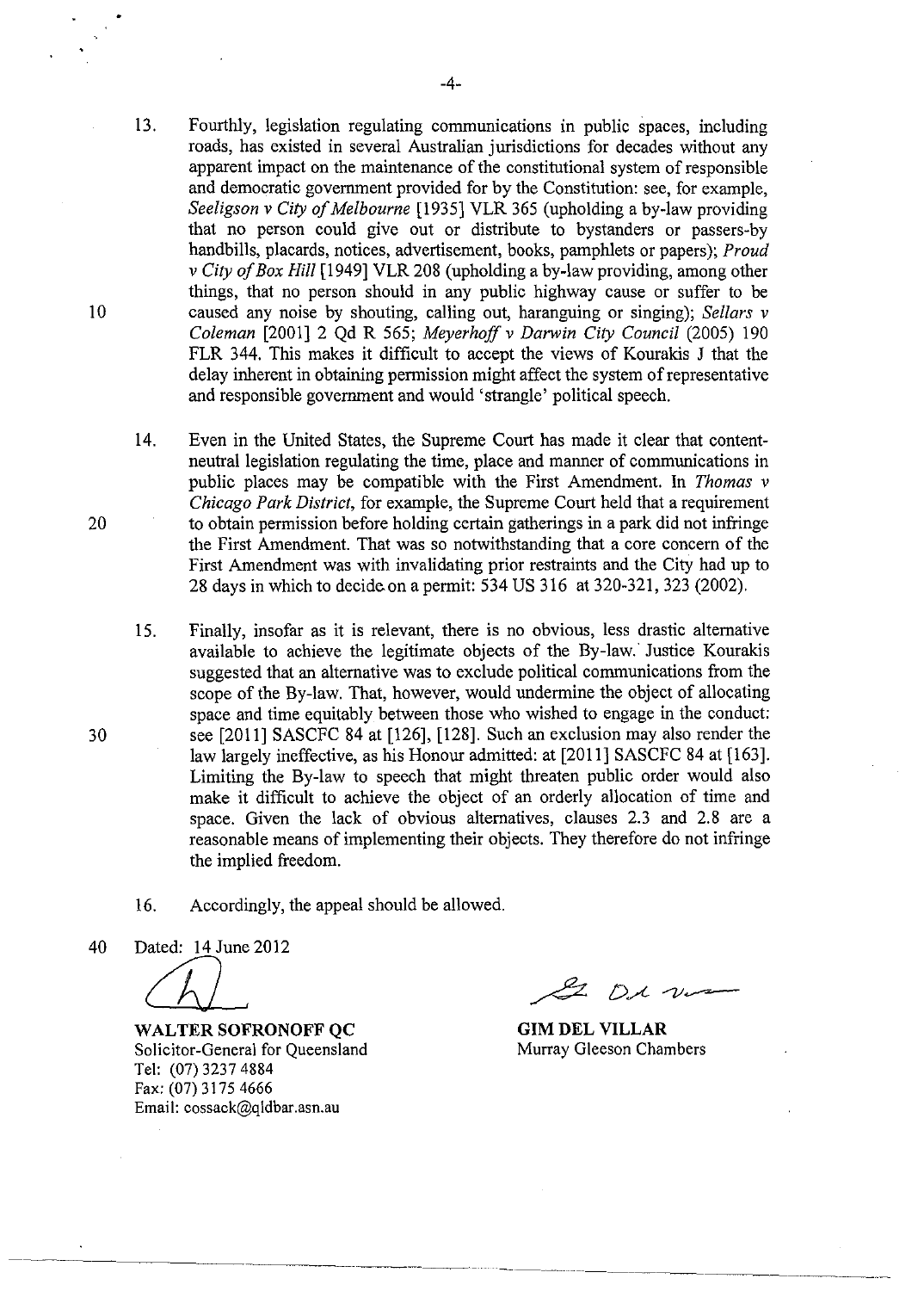13. Fourthly, legislation regulating communications in public spaces, including roads, has existed in several Australian jurisdictions for decades without any apparent impact on the maintenance of the constitutional system of responsible and democratic government provided for by the Constitution: see, for example, *Seeligson v City of Melbourne* [1935] VLR 365 (upholding a by-law providing that no person could give out or distribute to bystanders or passers-by handbills, placards, notices, advertisement, books, pamphlets or papers); *Proud v City of Box Hill* [1949] VLR 208 (upholding a by-law providing, among other things, that no person should in any public highway cause or suffer to be caused any noise by shouting, calling out, haranguing or singing); *Sellars v Coleman* [2001] 2 Qd R 565; *Meyerhoff v Darwin City Council* (2005) 190 FLR 344. This makes it difficult to accept the views of Kourakis J that the delay inherent in obtaining permission might affect the system of representative and responsible government and would 'strangle' political speech.

14. Even in the United States, the Supreme Court has made it clear that content-neutral legislation regulating the time, place and manner of communications in public places may be compatible with the First Amendment. In *Thomas v Chicago Park District*, for example, the Supreme Court held that a requirement to obtain permission before holding certain gatherings in a park did not infringe the First Amendment. That was so notwithstanding that a core concern of the First Amendment was with invalidating prior restraints and the City had up to 28 days in which to decide on a permit: 534 US 316 at 320-321, 323 (2002).

15. Finally, insofar as it is relevant, there is no obvious, less drastic alternative available to achieve the legitimate objects of the By-law. Justice Kourakis suggested that an alternative was to exclude political communications from the scope of the By-law. That, however, would undermine the object of allocating space and time equitably between those who wished to engage in the conduct: see [2011] SASCFC 84 at [126], [128]. Such an exclusion may also render the law largely ineffective, as his Honour admitted: at [2011] SASCFC 84 at [163]. Limiting the By-law to speech that might threaten public order would also make it difficult to achieve the object of an orderly allocation of time and space. Given the lack of obvious alternatives, clauses 2.3 and 2.8 are a reasonable means of implementing their objects. They therefore do not infringe the implied freedom.

16. Accordingly, the appeal should be allowed.

Dated: 14 June 2012

**WALTER SOFRONOFF QC**
Solicitor-General for Queensland
Tel: (07) 3237 4884
Fax: (07) 3175 4666
Email: cossack@qldbar.asn.au

**GIM DEL VILLAR**
Murray Gleeson Chambers